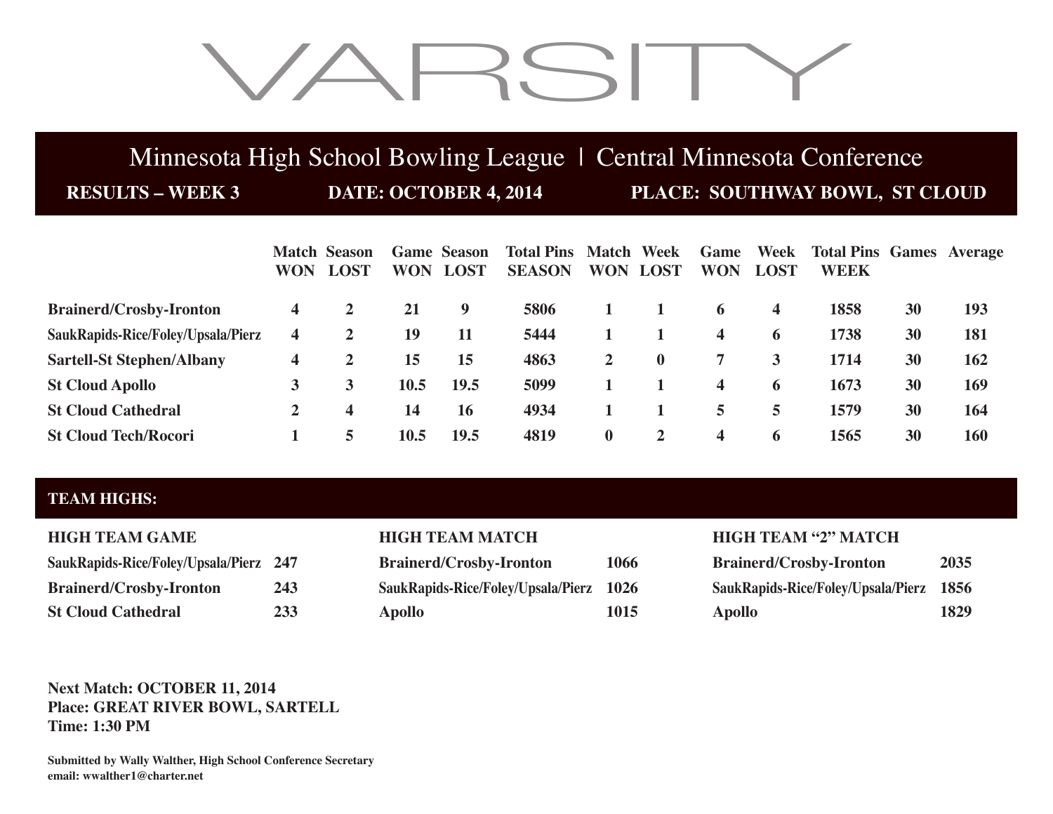# VARSITY

## Minnesota High School Bowling League | Central Minnesota Conference

**RESULTS – WEEK 3** **DATE: OCTOBER 4, 2014** **PLACE: SOUTHWAY BOWL, ST CLOUD**

| | Match WON | Season LOST | Game WON | Season LOST | Total Pins SEASON | Match WON | Week LOST | Game WON | Week LOST | Total Pins WEEK | Games | Average |
|---|---|---|---|---|---|---|---|---|---|---|---|---|
| **Brainerd/Crosby-Ironton** | 4 | 2 | 21 | 9 | 5806 | 1 | 1 | 6 | 4 | 1858 | 30 | 193 |
| **SaukRapids-Rice/Foley/Upsala/Pierz** | 4 | 2 | 19 | 11 | 5444 | 1 | 1 | 4 | 6 | 1738 | 30 | 181 |
| **Sartell-St Stephen/Albany** | 4 | 2 | 15 | 15 | 4863 | 2 | 0 | 7 | 3 | 1714 | 30 | 162 |
| **St Cloud Apollo** | 3 | 3 | 10.5 | 19.5 | 5099 | 1 | 1 | 4 | 6 | 1673 | 30 | 169 |
| **St Cloud Cathedral** | 2 | 4 | 14 | 16 | 4934 | 1 | 1 | 5 | 5 | 1579 | 30 | 164 |
| **St Cloud Tech/Rocori** | 1 | 5 | 10.5 | 19.5 | 4819 | 0 | 2 | 4 | 6 | 1565 | 30 | 160 |

## TEAM HIGHS:

**HIGH TEAM GAME**

| | |
|---|---|
| SaukRapids-Rice/Foley/Upsala/Pierz | 247 |
| Brainerd/Crosby-Ironton | 243 |
| St Cloud Cathedral | 233 |

**HIGH TEAM MATCH**

| | |
|---|---|
| Brainerd/Crosby-Ironton | 1066 |
| SaukRapids-Rice/Foley/Upsala/Pierz | 1026 |
| Apollo | 1015 |

**HIGH TEAM "2" MATCH**

| | |
|---|---|
| Brainerd/Crosby-Ironton | 2035 |
| SaukRapids-Rice/Foley/Upsala/Pierz | 1856 |
| Apollo | 1829 |

**Next Match: OCTOBER 11, 2014**
**Place: GREAT RIVER BOWL, SARTELL**
**Time: 1:30 PM**

**Submitted by Wally Walther, High School Conference Secretary**
**email: wwalther1@charter.net**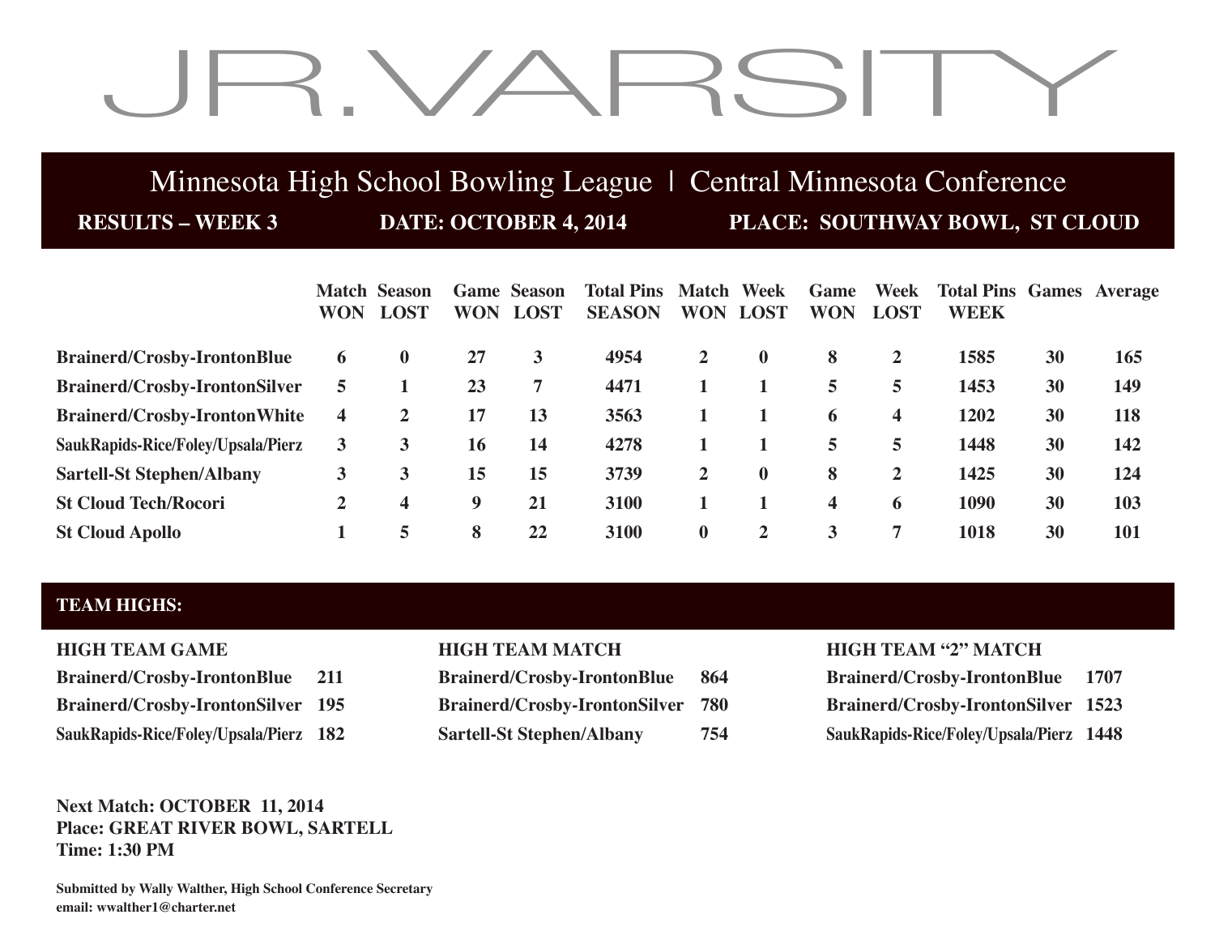# JR.VARSITY

## Minnesota High School Bowling League | Central Minnesota Conference

**RESULTS – WEEK 3** **DATE: OCTOBER 4, 2014** **PLACE: SOUTHWAY BOWL, ST CLOUD**

| | Match WON | Season LOST | Game WON | Season LOST | Total Pins SEASON | Match WON | Week LOST | Game WON | Week LOST | Total Pins WEEK | Games | Average |
|---|---|---|---|---|---|---|---|---|---|---|---|---|
| Brainerd/Crosby-IrontonBlue | 6 | 0 | 27 | 3 | 4954 | 2 | 0 | 8 | 2 | 1585 | 30 | 165 |
| Brainerd/Crosby-IrontonSilver | 5 | 1 | 23 | 7 | 4471 | 1 | 1 | 5 | 5 | 1453 | 30 | 149 |
| Brainerd/Crosby-IrontonWhite | 4 | 2 | 17 | 13 | 3563 | 1 | 1 | 6 | 4 | 1202 | 30 | 118 |
| SaukRapids-Rice/Foley/Upsala/Pierz | 3 | 3 | 16 | 14 | 4278 | 1 | 1 | 5 | 5 | 1448 | 30 | 142 |
| Sartell-St Stephen/Albany | 3 | 3 | 15 | 15 | 3739 | 2 | 0 | 8 | 2 | 1425 | 30 | 124 |
| St Cloud Tech/Rocori | 2 | 4 | 9 | 21 | 3100 | 1 | 1 | 4 | 6 | 1090 | 30 | 103 |
| St Cloud Apollo | 1 | 5 | 8 | 22 | 3100 | 0 | 2 | 3 | 7 | 1018 | 30 | 101 |

## TEAM HIGHS:

**HIGH TEAM GAME**

| | |
|---|---|
| Brainerd/Crosby-IrontonBlue | 211 |
| Brainerd/Crosby-IrontonSilver | 195 |
| SaukRapids-Rice/Foley/Upsala/Pierz | 182 |

**HIGH TEAM MATCH**

| | |
|---|---|
| Brainerd/Crosby-IrontonBlue | 864 |
| Brainerd/Crosby-IrontonSilver | 780 |
| Sartell-St Stephen/Albany | 754 |

**HIGH TEAM "2" MATCH**

| | |
|---|---|
| Brainerd/Crosby-IrontonBlue | 1707 |
| Brainerd/Crosby-IrontonSilver | 1523 |
| SaukRapids-Rice/Foley/Upsala/Pierz | 1448 |

**Next Match: OCTOBER 11, 2014**
**Place: GREAT RIVER BOWL, SARTELL**
**Time: 1:30 PM**

**Submitted by Wally Walther, High School Conference Secretary**
**email: wwalther1@charter.net**